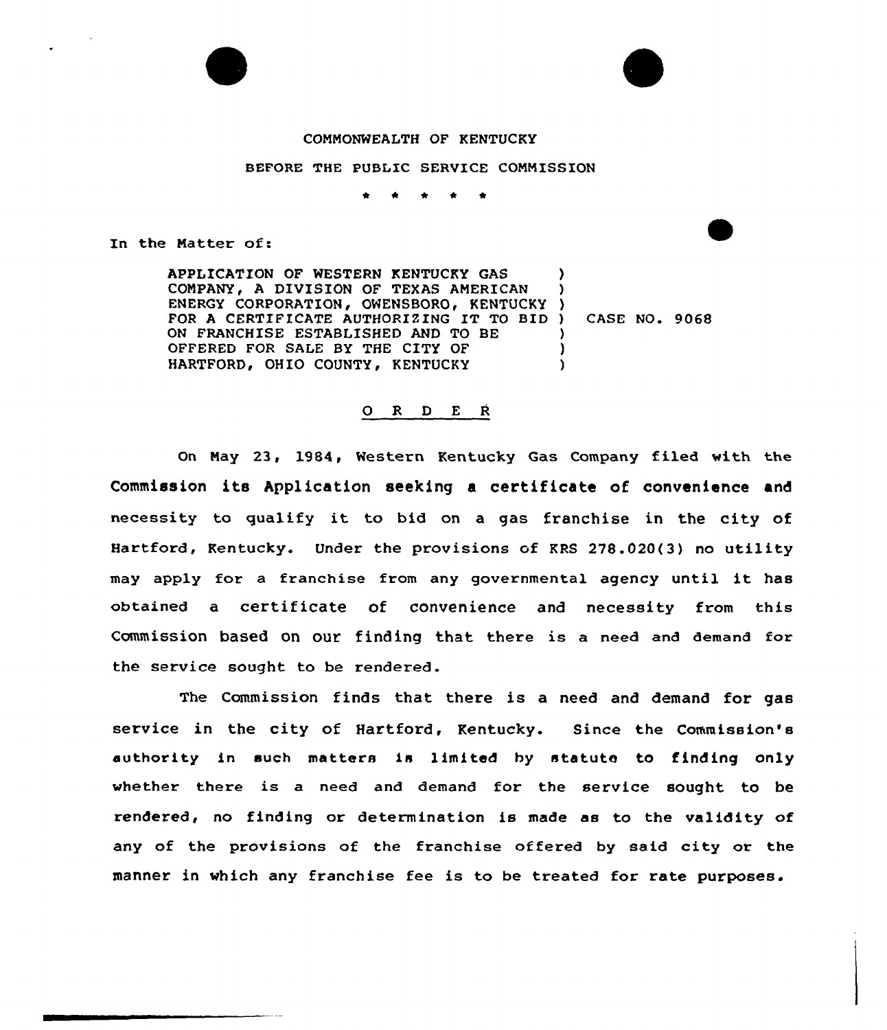COMMONWEALTH OF KENTUCKY

BEFORE THE PUBLIC SERVICE COMMISSION

\* \* \* \* \*

In the Matter of:

| | | |
|---|---|---|
| APPLICATION OF WESTERN KENTUCKY GAS COMPANY, A DIVISION OF TEXAS AMERICAN ENERGY CORPORATION, OWENSBORO, KENTUCKY FOR A CERTIFICATE AUTHORIZING IT TO BID ON FRANCHISE ESTABLISHED AND TO BE OFFERED FOR SALE BY THE CITY OF HARTFORD, OHIO COUNTY, KENTUCKY | ) | CASE NO. 9068 |

## O R D E R

On May 23, 1984, Western Kentucky Gas Company filed with the Commission its Application seeking a certificate of convenience and necessity to qualify it to bid on a gas franchise in the city of Hartford, Kentucky. Under the provisions of KRS 278.020(3) no utility may apply for a franchise from any governmental agency until it has obtained a certificate of convenience and necessity from this Commission based on our finding that there is a need and demand for the service sought to be rendered.

The Commission finds that there is a need and demand for gas service in the city of Hartford, Kentucky. Since the Commission's authority in such matters is limited by statute to finding only whether there is a need and demand for the service sought to be rendered, no finding or determination is made as to the validity of any of the provisions of the franchise offered by said city or the manner in which any franchise fee is to be treated for rate purposes.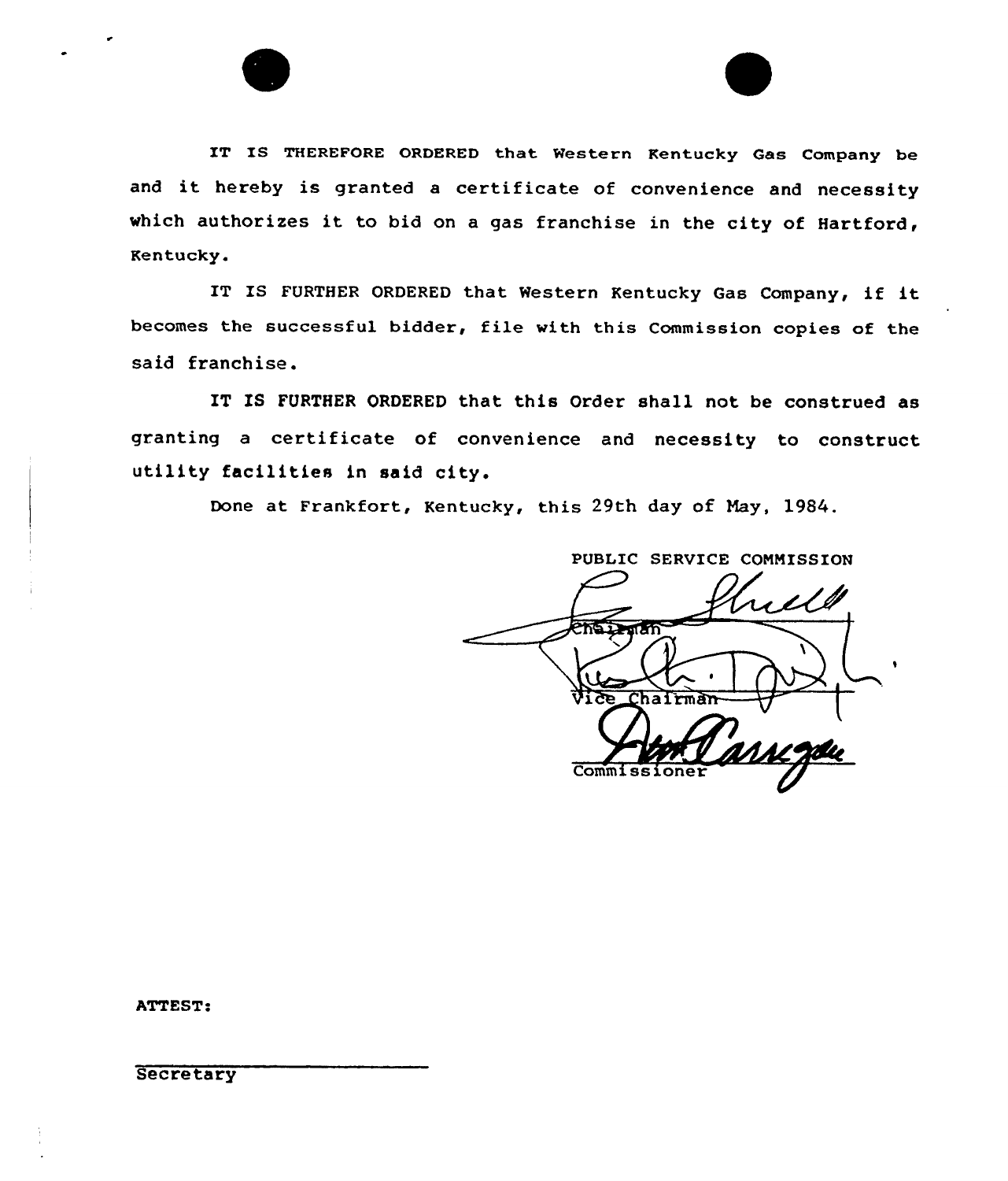IT IS THEREFORE ORDERED that Western Kentucky Gas Company be and it hereby is granted a certificate of convenience and necessity which authorizes it to bid on a gas franchise in the city of Hartford, Kentucky.

IT IS FURTHER ORDERED that Western Kentucky Gas Company, if it becomes the successful bidder, file with this Commission copies of the said franchise.

IT IS FURTHER ORDERED that this Order shall not be construed as granting a certificate of convenience and necessity to construct utility facilities in said city.

Done at Frankfort, Kentucky, this 29th day of May, 1984.

PUBLIC SERVICE COMMISSION

Chairman

Vice Chairman

Commissioner

ATTEST:

Secretary